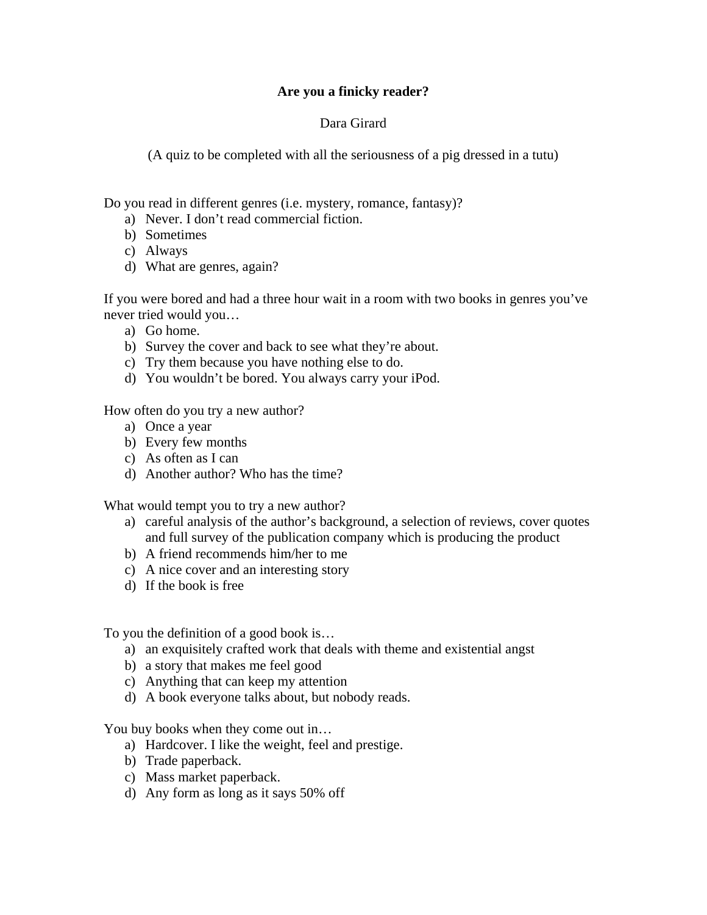# Are you a finicky reader?

Dara Girard

(A quiz to be completed with all the seriousness of a pig dressed in a tutu)

Do you read in different genres (i.e. mystery, romance, fantasy)?

a) Never. I don't read commercial fiction.
b) Sometimes
c) Always
d) What are genres, again?

If you were bored and had a three hour wait in a room with two books in genres you've never tried would you…

a) Go home.
b) Survey the cover and back to see what they're about.
c) Try them because you have nothing else to do.
d) You wouldn't be bored. You always carry your iPod.

How often do you try a new author?

a) Once a year
b) Every few months
c) As often as I can
d) Another author? Who has the time?

What would tempt you to try a new author?

a) careful analysis of the author's background, a selection of reviews, cover quotes and full survey of the publication company which is producing the product
b) A friend recommends him/her to me
c) A nice cover and an interesting story
d) If the book is free

To you the definition of a good book is…

a) an exquisitely crafted work that deals with theme and existential angst
b) a story that makes me feel good
c) Anything that can keep my attention
d) A book everyone talks about, but nobody reads.

You buy books when they come out in…

a) Hardcover. I like the weight, feel and prestige.
b) Trade paperback.
c) Mass market paperback.
d) Any form as long as it says 50% off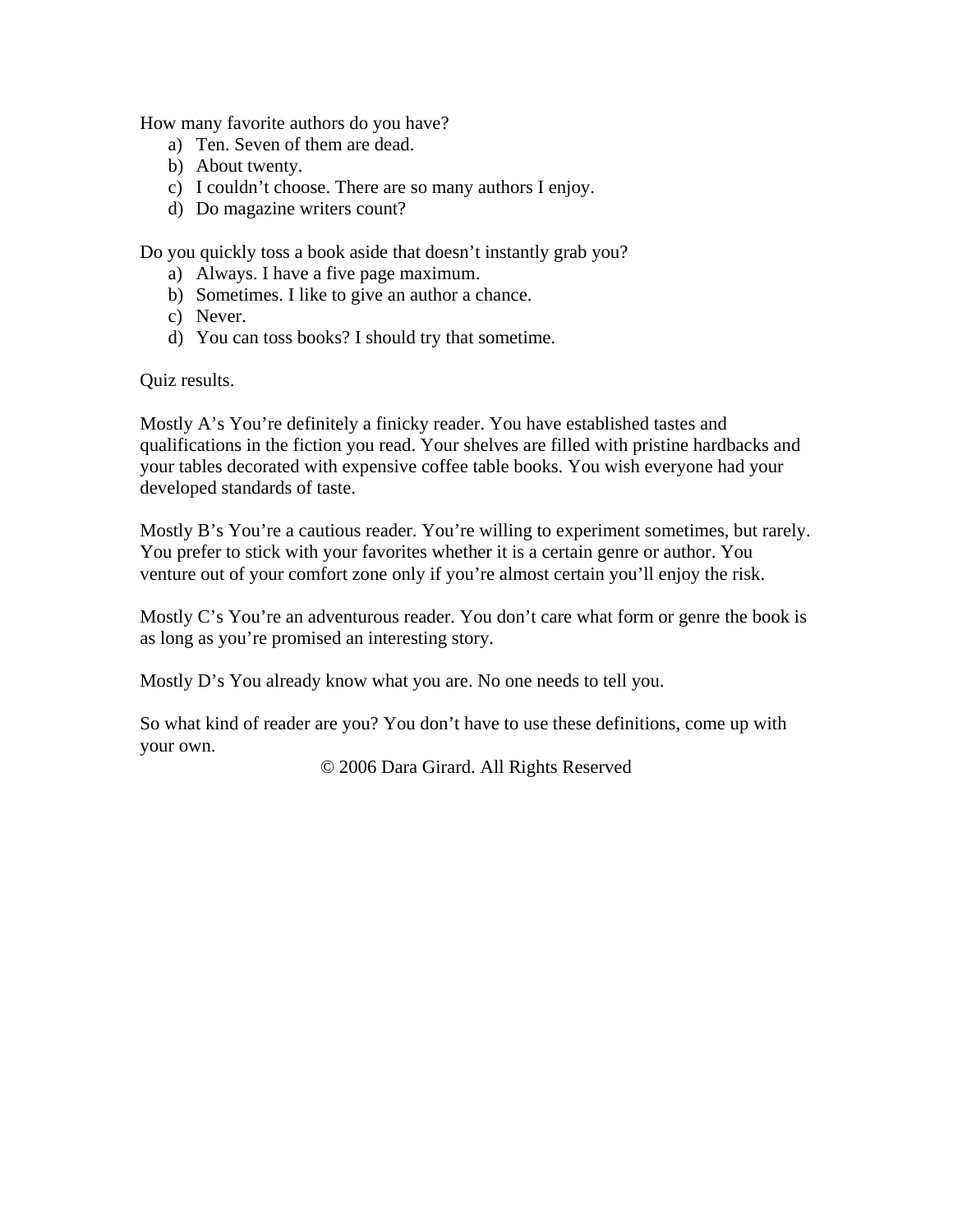How many favorite authors do you have?

a) Ten. Seven of them are dead.
b) About twenty.
c) I couldn't choose. There are so many authors I enjoy.
d) Do magazine writers count?

Do you quickly toss a book aside that doesn't instantly grab you?

a) Always. I have a five page maximum.
b) Sometimes. I like to give an author a chance.
c) Never.
d) You can toss books? I should try that sometime.

Quiz results.

Mostly A's You're definitely a finicky reader. You have established tastes and qualifications in the fiction you read. Your shelves are filled with pristine hardbacks and your tables decorated with expensive coffee table books. You wish everyone had your developed standards of taste.

Mostly B's You're a cautious reader. You're willing to experiment sometimes, but rarely. You prefer to stick with your favorites whether it is a certain genre or author. You venture out of your comfort zone only if you're almost certain you'll enjoy the risk.

Mostly C's You're an adventurous reader. You don't care what form or genre the book is as long as you're promised an interesting story.

Mostly D's You already know what you are. No one needs to tell you.

So what kind of reader are you? You don't have to use these definitions, come up with your own.

© 2006 Dara Girard. All Rights Reserved